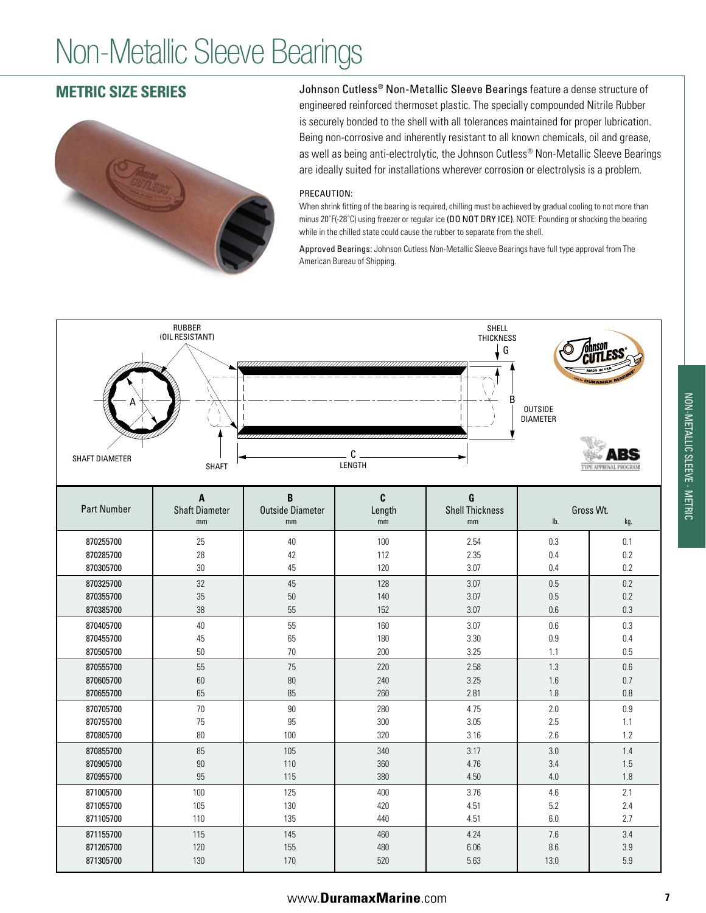# Non-Metallic Sleeve Bearings

## METRIC SIZE SERIES

Johnson Cutless® Non-Metallic Sleeve Bearings feature a dense structure of engineered reinforced thermoset plastic. The specially compounded Nitrile Rubber is securely bonded to the shell with all tolerances maintained for proper lubrication. Being non-corrosive and inherently resistant to all known chemicals, oil and grease, as well as being anti-electrolytic, the Johnson Cutless® Non-Metallic Sleeve Bearings are ideally suited for installations wherever corrosion or electrolysis is a problem.

PRECAUTION:

When shrink fitting of the bearing is required, chilling must be achieved by gradual cooling to not more than minus 20°F(-28°C) using freezer or regular ice (DO NOT DRY ICE). NOTE: Pounding or shocking the bearing while in the chilled state could cause the rubber to separate from the shell.

Approved Bearings: Johnson Cutless Non-Metallic Sleeve Bearings have full type approval from The American Bureau of Shipping.

RUBBER (OIL RESISTANT) · SHELL THICKNESS G · A SHAFT DIAMETER · SHAFT · C LENGTH · B OUTSIDE DIAMETER

| Part Number | A Shaft Diameter mm | B Outside Diameter mm | C Length mm | G Shell Thickness mm | Gross Wt. lb. | Gross Wt. kg. |
|---|---|---|---|---|---|---|
| 870255700 | 25 | 40 | 100 | 2.54 | 0.3 | 0.1 |
| 870285700 | 28 | 42 | 112 | 2.35 | 0.4 | 0.2 |
| 870305700 | 30 | 45 | 120 | 3.07 | 0.4 | 0.2 |
| 870325700 | 32 | 45 | 128 | 3.07 | 0.5 | 0.2 |
| 870355700 | 35 | 50 | 140 | 3.07 | 0.5 | 0.2 |
| 870385700 | 38 | 55 | 152 | 3.07 | 0.6 | 0.3 |
| 870405700 | 40 | 55 | 160 | 3.07 | 0.6 | 0.3 |
| 870455700 | 45 | 65 | 180 | 3.30 | 0.9 | 0.4 |
| 870505700 | 50 | 70 | 200 | 3.25 | 1.1 | 0.5 |
| 870555700 | 55 | 75 | 220 | 2.58 | 1.3 | 0.6 |
| 870605700 | 60 | 80 | 240 | 3.25 | 1.6 | 0.7 |
| 870655700 | 65 | 85 | 260 | 2.81 | 1.8 | 0.8 |
| 870705700 | 70 | 90 | 280 | 4.75 | 2.0 | 0.9 |
| 870755700 | 75 | 95 | 300 | 3.05 | 2.5 | 1.1 |
| 870805700 | 80 | 100 | 320 | 3.16 | 2.6 | 1.2 |
| 870855700 | 85 | 105 | 340 | 3.17 | 3.0 | 1.4 |
| 870905700 | 90 | 110 | 360 | 4.76 | 3.4 | 1.5 |
| 870955700 | 95 | 115 | 380 | 4.50 | 4.0 | 1.8 |
| 871005700 | 100 | 125 | 400 | 3.76 | 4.6 | 2.1 |
| 871055700 | 105 | 130 | 420 | 4.51 | 5.2 | 2.4 |
| 871105700 | 110 | 135 | 440 | 4.51 | 6.0 | 2.7 |
| 871155700 | 115 | 145 | 460 | 4.24 | 7.6 | 3.4 |
| 871205700 | 120 | 155 | 480 | 6.06 | 8.6 | 3.9 |
| 871305700 | 130 | 170 | 520 | 5.63 | 13.0 | 5.9 |

www.DuramaxMarine.com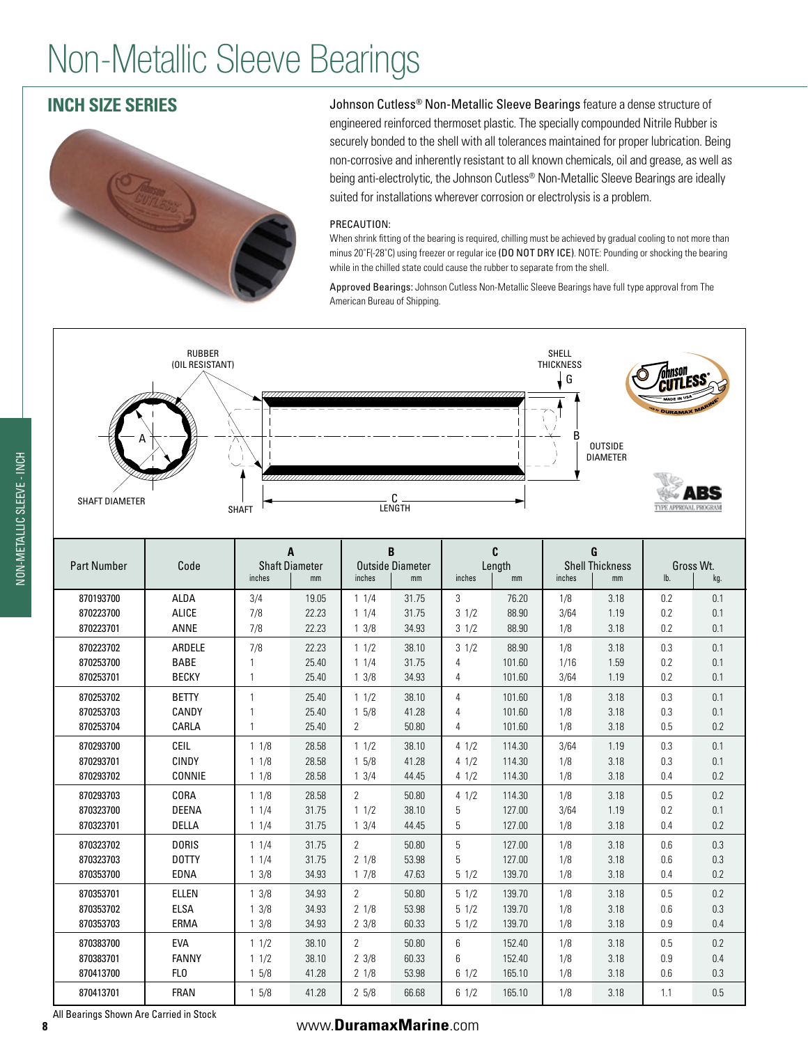# Non-Metallic Sleeve Bearings

## INCH SIZE SERIES

Johnson Cutless® Non-Metallic Sleeve Bearings feature a dense structure of engineered reinforced thermoset plastic. The specially compounded Nitrile Rubber is securely bonded to the shell with all tolerances maintained for proper lubrication. Being non-corrosive and inherently resistant to all known chemicals, oil and grease, as well as being anti-electrolytic, the Johnson Cutless® Non-Metallic Sleeve Bearings are ideally suited for installations wherever corrosion or electrolysis is a problem.

PRECAUTION:

When shrink fitting of the bearing is required, chilling must be achieved by gradual cooling to not more than minus 20°F(-28°C) using freezer or regular ice **(DO NOT DRY ICE)**. NOTE: Pounding or shocking the bearing while in the chilled state could cause the rubber to separate from the shell.

Approved Bearings: Johnson Cutless Non-Metallic Sleeve Bearings have full type approval from The American Bureau of Shipping.

| Part Number | Code | A Shaft Diameter | | B Outside Diameter | | C Length | | G Shell Thickness | | Gross Wt. | |
|---|---|---|---|---|---|---|---|---|---|---|---|
| | | inches | mm | inches | mm | inches | mm | inches | mm | lb. | kg. |
| 870193700 | ALDA | 3/4 | 19.05 | 1 1/4 | 31.75 | 3 | 76.20 | 1/8 | 3.18 | 0.2 | 0.1 |
| 870223700 | ALICE | 7/8 | 22.23 | 1 1/4 | 31.75 | 3 1/2 | 88.90 | 3/64 | 1.19 | 0.2 | 0.1 |
| 870223701 | ANNE | 7/8 | 22.23 | 1 3/8 | 34.93 | 3 1/2 | 88.90 | 1/8 | 3.18 | 0.2 | 0.1 |
| 870223702 | ARDELE | 7/8 | 22.23 | 1 1/2 | 38.10 | 3 1/2 | 88.90 | 1/8 | 3.18 | 0.3 | 0.1 |
| 870253700 | BABE | 1 | 25.40 | 1 1/4 | 31.75 | 4 | 101.60 | 1/16 | 1.59 | 0.2 | 0.1 |
| 870253701 | BECKY | 1 | 25.40 | 1 3/8 | 34.93 | 4 | 101.60 | 3/64 | 1.19 | 0.2 | 0.1 |
| 870253702 | BETTY | 1 | 25.40 | 1 1/2 | 38.10 | 4 | 101.60 | 1/8 | 3.18 | 0.3 | 0.1 |
| 870253703 | CANDY | 1 | 25.40 | 1 5/8 | 41.28 | 4 | 101.60 | 1/8 | 3.18 | 0.3 | 0.1 |
| 870253704 | CARLA | 1 | 25.40 | 2 | 50.80 | 4 | 101.60 | 1/8 | 3.18 | 0.5 | 0.2 |
| 870293700 | CEIL | 1 1/8 | 28.58 | 1 1/2 | 38.10 | 4 1/2 | 114.30 | 3/64 | 1.19 | 0.3 | 0.1 |
| 870293701 | CINDY | 1 1/8 | 28.58 | 1 5/8 | 41.28 | 4 1/2 | 114.30 | 1/8 | 3.18 | 0.3 | 0.1 |
| 870293702 | CONNIE | 1 1/8 | 28.58 | 1 3/4 | 44.45 | 4 1/2 | 114.30 | 1/8 | 3.18 | 0.4 | 0.2 |
| 870293703 | CORA | 1 1/8 | 28.58 | 2 | 50.80 | 4 1/2 | 114.30 | 1/8 | 3.18 | 0.5 | 0.2 |
| 870323700 | DEENA | 1 1/4 | 31.75 | 1 1/2 | 38.10 | 5 | 127.00 | 3/64 | 1.19 | 0.2 | 0.1 |
| 870323701 | DELLA | 1 1/4 | 31.75 | 1 3/4 | 44.45 | 5 | 127.00 | 1/8 | 3.18 | 0.4 | 0.2 |
| 870323702 | DORIS | 1 1/4 | 31.75 | 2 | 50.80 | 5 | 127.00 | 1/8 | 3.18 | 0.6 | 0.3 |
| 870323703 | DOTTY | 1 1/4 | 31.75 | 2 1/8 | 53.98 | 5 | 127.00 | 1/8 | 3.18 | 0.6 | 0.3 |
| 870353700 | EDNA | 1 3/8 | 34.93 | 1 7/8 | 47.63 | 5 1/2 | 139.70 | 1/8 | 3.18 | 0.4 | 0.2 |
| 870353701 | ELLEN | 1 3/8 | 34.93 | 2 | 50.80 | 5 1/2 | 139.70 | 1/8 | 3.18 | 0.5 | 0.2 |
| 870353702 | ELSA | 1 3/8 | 34.93 | 2 1/8 | 53.98 | 5 1/2 | 139.70 | 1/8 | 3.18 | 0.6 | 0.3 |
| 870353703 | ERMA | 1 3/8 | 34.93 | 2 3/8 | 60.33 | 5 1/2 | 139.70 | 1/8 | 3.18 | 0.9 | 0.4 |
| 870383700 | EVA | 1 1/2 | 38.10 | 2 | 50.80 | 6 | 152.40 | 1/8 | 3.18 | 0.5 | 0.2 |
| 870383701 | FANNY | 1 1/2 | 38.10 | 2 3/8 | 60.33 | 6 | 152.40 | 1/8 | 3.18 | 0.9 | 0.4 |
| 870413700 | FLO | 1 5/8 | 41.28 | 2 1/8 | 53.98 | 6 1/2 | 165.10 | 1/8 | 3.18 | 0.6 | 0.3 |
| 870413701 | FRAN | 1 5/8 | 41.28 | 2 5/8 | 66.68 | 6 1/2 | 165.10 | 1/8 | 3.18 | 1.1 | 0.5 |

All Bearings Shown Are Carried in Stock

www.**DuramaxMarine**.com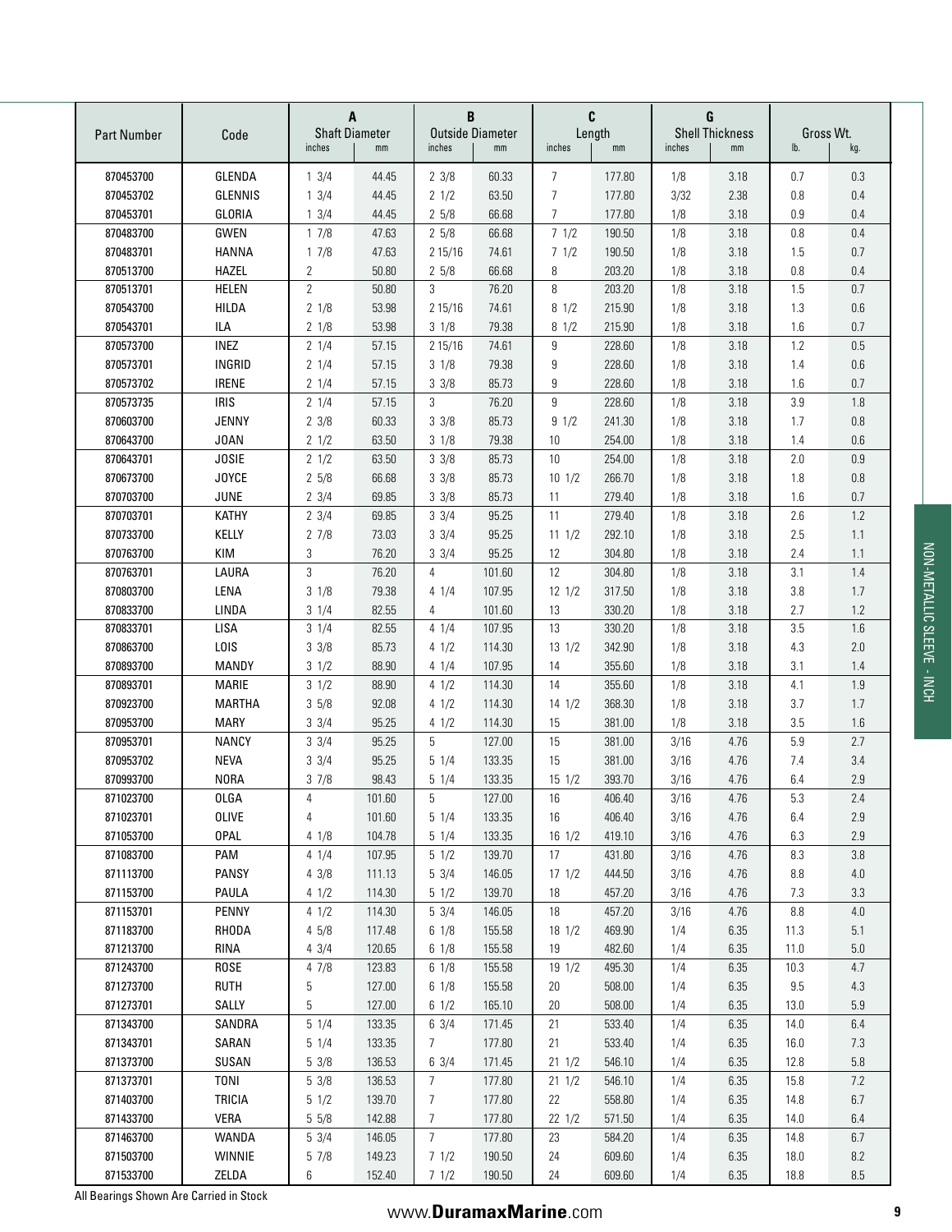| Part Number | Code | A Shaft Diameter | | B Outside Diameter | | C Length | | G Shell Thickness | | Gross Wt. | |
|---|---|---|---|---|---|---|---|---|---|---|---|
| | | inches | mm | inches | mm | inches | mm | inches | mm | lb. | kg. |
| 870453700 | GLENDA | 1 3/4 | 44.45 | 2 3/8 | 60.33 | 7 | 177.80 | 1/8 | 3.18 | 0.7 | 0.3 |
| 870453702 | GLENNIS | 1 3/4 | 44.45 | 2 1/2 | 63.50 | 7 | 177.80 | 3/32 | 2.38 | 0.8 | 0.4 |
| 870453701 | GLORIA | 1 3/4 | 44.45 | 2 5/8 | 66.68 | 7 | 177.80 | 1/8 | 3.18 | 0.9 | 0.4 |
| 870483700 | GWEN | 1 7/8 | 47.63 | 2 5/8 | 66.68 | 7 1/2 | 190.50 | 1/8 | 3.18 | 0.8 | 0.4 |
| 870483701 | HANNA | 1 7/8 | 47.63 | 2 15/16 | 74.61 | 7 1/2 | 190.50 | 1/8 | 3.18 | 1.5 | 0.7 |
| 870513700 | HAZEL | 2 | 50.80 | 2 5/8 | 66.68 | 8 | 203.20 | 1/8 | 3.18 | 0.8 | 0.4 |
| 870513701 | HELEN | 2 | 50.80 | 3 | 76.20 | 8 | 203.20 | 1/8 | 3.18 | 1.5 | 0.7 |
| 870543700 | HILDA | 2 1/8 | 53.98 | 2 15/16 | 74.61 | 8 1/2 | 215.90 | 1/8 | 3.18 | 1.3 | 0.6 |
| 870543701 | ILA | 2 1/8 | 53.98 | 3 1/8 | 79.38 | 8 1/2 | 215.90 | 1/8 | 3.18 | 1.6 | 0.7 |
| 870573700 | INEZ | 2 1/4 | 57.15 | 2 15/16 | 74.61 | 9 | 228.60 | 1/8 | 3.18 | 1.2 | 0.5 |
| 870573701 | INGRID | 2 1/4 | 57.15 | 3 1/8 | 79.38 | 9 | 228.60 | 1/8 | 3.18 | 1.4 | 0.6 |
| 870573702 | IRENE | 2 1/4 | 57.15 | 3 3/8 | 85.73 | 9 | 228.60 | 1/8 | 3.18 | 1.6 | 0.7 |
| 870573735 | IRIS | 2 1/4 | 57.15 | 3 | 76.20 | 9 | 228.60 | 1/8 | 3.18 | 3.9 | 1.8 |
| 870603700 | JENNY | 2 3/8 | 60.33 | 3 3/8 | 85.73 | 9 1/2 | 241.30 | 1/8 | 3.18 | 1.7 | 0.8 |
| 870643700 | JOAN | 2 1/2 | 63.50 | 3 1/8 | 79.38 | 10 | 254.00 | 1/8 | 3.18 | 1.4 | 0.6 |
| 870643701 | JOSIE | 2 1/2 | 63.50 | 3 3/8 | 85.73 | 10 | 254.00 | 1/8 | 3.18 | 2.0 | 0.9 |
| 870673700 | JOYCE | 2 5/8 | 66.68 | 3 3/8 | 85.73 | 10 1/2 | 266.70 | 1/8 | 3.18 | 1.8 | 0.8 |
| 870703700 | JUNE | 2 3/4 | 69.85 | 3 3/8 | 85.73 | 11 | 279.40 | 1/8 | 3.18 | 1.6 | 0.7 |
| 870703701 | KATHY | 2 3/4 | 69.85 | 3 3/4 | 95.25 | 11 | 279.40 | 1/8 | 3.18 | 2.6 | 1.2 |
| 870733700 | KELLY | 2 7/8 | 73.03 | 3 3/4 | 95.25 | 11 1/2 | 292.10 | 1/8 | 3.18 | 2.5 | 1.1 |
| 870763700 | KIM | 3 | 76.20 | 3 3/4 | 95.25 | 12 | 304.80 | 1/8 | 3.18 | 2.4 | 1.1 |
| 870763701 | LAURA | 3 | 76.20 | 4 | 101.60 | 12 | 304.80 | 1/8 | 3.18 | 3.1 | 1.4 |
| 870803700 | LENA | 3 1/8 | 79.38 | 4 1/4 | 107.95 | 12 1/2 | 317.50 | 1/8 | 3.18 | 3.8 | 1.7 |
| 870833700 | LINDA | 3 1/4 | 82.55 | 4 | 101.60 | 13 | 330.20 | 1/8 | 3.18 | 2.7 | 1.2 |
| 870833701 | LISA | 3 1/4 | 82.55 | 4 1/4 | 107.95 | 13 | 330.20 | 1/8 | 3.18 | 3.5 | 1.6 |
| 870863700 | LOIS | 3 3/8 | 85.73 | 4 1/2 | 114.30 | 13 1/2 | 342.90 | 1/8 | 3.18 | 4.3 | 2.0 |
| 870893700 | MANDY | 3 1/2 | 88.90 | 4 1/4 | 107.95 | 14 | 355.60 | 1/8 | 3.18 | 3.1 | 1.4 |
| 870893701 | MARIE | 3 1/2 | 88.90 | 4 1/2 | 114.30 | 14 | 355.60 | 1/8 | 3.18 | 4.1 | 1.9 |
| 870923700 | MARTHA | 3 5/8 | 92.08 | 4 1/2 | 114.30 | 14 1/2 | 368.30 | 1/8 | 3.18 | 3.7 | 1.7 |
| 870953700 | MARY | 3 3/4 | 95.25 | 4 1/2 | 114.30 | 15 | 381.00 | 1/8 | 3.18 | 3.5 | 1.6 |
| 870953701 | NANCY | 3 3/4 | 95.25 | 5 | 127.00 | 15 | 381.00 | 3/16 | 4.76 | 5.9 | 2.7 |
| 870953702 | NEVA | 3 3/4 | 95.25 | 5 1/4 | 133.35 | 15 | 381.00 | 3/16 | 4.76 | 7.4 | 3.4 |
| 870993700 | NORA | 3 7/8 | 98.43 | 5 1/4 | 133.35 | 15 1/2 | 393.70 | 3/16 | 4.76 | 6.4 | 2.9 |
| 871023700 | OLGA | 4 | 101.60 | 5 | 127.00 | 16 | 406.40 | 3/16 | 4.76 | 5.3 | 2.4 |
| 871023701 | OLIVE | 4 | 101.60 | 5 1/4 | 133.35 | 16 | 406.40 | 3/16 | 4.76 | 6.4 | 2.9 |
| 871053700 | OPAL | 4 1/8 | 104.78 | 5 1/4 | 133.35 | 16 1/2 | 419.10 | 3/16 | 4.76 | 6.3 | 2.9 |
| 871083700 | PAM | 4 1/4 | 107.95 | 5 1/2 | 139.70 | 17 | 431.80 | 3/16 | 4.76 | 8.3 | 3.8 |
| 871113700 | PANSY | 4 3/8 | 111.13 | 5 3/4 | 146.05 | 17 1/2 | 444.50 | 3/16 | 4.76 | 8.8 | 4.0 |
| 871153700 | PAULA | 4 1/2 | 114.30 | 5 1/2 | 139.70 | 18 | 457.20 | 3/16 | 4.76 | 7.3 | 3.3 |
| 871153701 | PENNY | 4 1/2 | 114.30 | 5 3/4 | 146.05 | 18 | 457.20 | 3/16 | 4.76 | 8.8 | 4.0 |
| 871183700 | RHODA | 4 5/8 | 117.48 | 6 1/8 | 155.58 | 18 1/2 | 469.90 | 1/4 | 6.35 | 11.3 | 5.1 |
| 871213700 | RINA | 4 3/4 | 120.65 | 6 1/8 | 155.58 | 19 | 482.60 | 1/4 | 6.35 | 11.0 | 5.0 |
| 871243700 | ROSE | 4 7/8 | 123.83 | 6 1/8 | 155.58 | 19 1/2 | 495.30 | 1/4 | 6.35 | 10.3 | 4.7 |
| 871273700 | RUTH | 5 | 127.00 | 6 1/8 | 155.58 | 20 | 508.00 | 1/4 | 6.35 | 9.5 | 4.3 |
| 871273701 | SALLY | 5 | 127.00 | 6 1/2 | 165.10 | 20 | 508.00 | 1/4 | 6.35 | 13.0 | 5.9 |
| 871343700 | SANDRA | 5 1/4 | 133.35 | 6 3/4 | 171.45 | 21 | 533.40 | 1/4 | 6.35 | 14.0 | 6.4 |
| 871343701 | SARAN | 5 1/4 | 133.35 | 7 | 177.80 | 21 | 533.40 | 1/4 | 6.35 | 16.0 | 7.3 |
| 871373700 | SUSAN | 5 3/8 | 136.53 | 6 3/4 | 171.45 | 21 1/2 | 546.10 | 1/4 | 6.35 | 12.8 | 5.8 |
| 871373701 | TONI | 5 3/8 | 136.53 | 7 | 177.80 | 21 1/2 | 546.10 | 1/4 | 6.35 | 15.8 | 7.2 |
| 871403700 | TRICIA | 5 1/2 | 139.70 | 7 | 177.80 | 22 | 558.80 | 1/4 | 6.35 | 14.8 | 6.7 |
| 871433700 | VERA | 5 5/8 | 142.88 | 7 | 177.80 | 22 1/2 | 571.50 | 1/4 | 6.35 | 14.0 | 6.4 |
| 871463700 | WANDA | 5 3/4 | 146.05 | 7 | 177.80 | 23 | 584.20 | 1/4 | 6.35 | 14.8 | 6.7 |
| 871503700 | WINNIE | 5 7/8 | 149.23 | 7 1/2 | 190.50 | 24 | 609.60 | 1/4 | 6.35 | 18.0 | 8.2 |
| 871533700 | ZELDA | 6 | 152.40 | 7 1/2 | 190.50 | 24 | 609.60 | 1/4 | 6.35 | 18.8 | 8.5 |

All Bearings Shown Are Carried in Stock

NON-METALLIC SLEEVE - INCH

www.**DuramaxMarine**.com